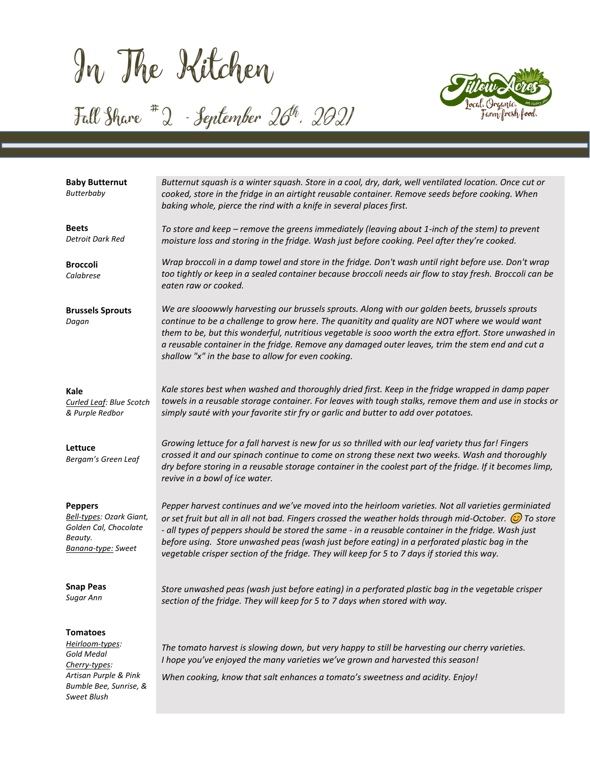# In The Kitchen

## Fall Share #2 - September 26th, 2021

| | |
|---|---|
| **Baby Butternut**<br>*Butterbaby* | *Butternut squash is a winter squash. Store in a cool, dry, dark, well ventilated location. Once cut or cooked, store in the fridge in an airtight reusable container. Remove seeds before cooking. When baking whole, pierce the rind with a knife in several places first.* |
| **Beets**<br>*Detroit Dark Red* | *To store and keep – remove the greens immediately (leaving about 1-inch of the stem) to prevent moisture loss and storing in the fridge. Wash just before cooking. Peel after they're cooked.* |
| **Broccoli**<br>*Calabrese* | *Wrap broccoli in a damp towel and store in the fridge. Don't wash until right before use. Don't wrap too tightly or keep in a sealed container because broccoli needs air flow to stay fresh. Broccoli can be eaten raw or cooked.* |
| **Brussels Sprouts**<br>*Dagan* | *We are slooowwly harvesting our brussels sprouts. Along with our golden beets, brussels sprouts continue to be a challenge to grow here. The quanitity and quality are NOT where we would want them to be, but this wonderful, nutritious vegetable is sooo worth the extra effort. Store unwashed in a reusable container in the fridge. Remove any damaged outer leaves, trim the stem end and cut a shallow "x" in the base to allow for even cooking.* |
| **Kale**<br>*Curled Leaf: Blue Scotch & Purple Redbor* | *Kale stores best when washed and thoroughly dried first. Keep in the fridge wrapped in damp paper towels in a reusable storage container. For leaves with tough stalks, remove them and use in stocks or simply sauté with your favorite stir fry or garlic and butter to add over potatoes.* |
| **Lettuce**<br>*Bergam's Green Leaf* | *Growing lettuce for a fall harvest is new for us so thrilled with our leaf variety thus far! Fingers crossed it and our spinach continue to come on strong these next two weeks. Wash and thoroughly dry before storing in a reusable storage container in the coolest part of the fridge. If it becomes limp, revive in a bowl of ice water.* |
| **Peppers**<br>*Bell-types: Ozark Giant, Golden Cal, Chocolate Beauty.*<br>*Banana-type: Sweet* | *Pepper harvest continues and we've moved into the heirloom varieties. Not all varieties germiniated or set fruit but all in all not bad. Fingers crossed the weather holds through mid-October. 😊 To store - all types of peppers should be stored the same - in a reusable container in the fridge. Wash just before using. Store unwashed peas (wash just before eating) in a perforated plastic bag in the vegetable crisper section of the fridge. They will keep for 5 to 7 days if storied this way.* |
| **Snap Peas**<br>*Sugar Ann* | *Store unwashed peas (wash just before eating) in a perforated plastic bag in the vegetable crisper section of the fridge. They will keep for 5 to 7 days when stored with way.* |
| **Tomatoes**<br>*Heirloom-types: Gold Medal*<br>*Cherry-types: Artisan Purple & Pink Bumble Bee, Sunrise, & Sweet Blush* | *The tomato harvest is slowing down, but very happy to still be harvesting our cherry varieties. I hope you've enjoyed the many varieties we've grown and harvested this season!*<br>*When cooking, know that salt enhances a tomato's sweetness and acidity. Enjoy!* |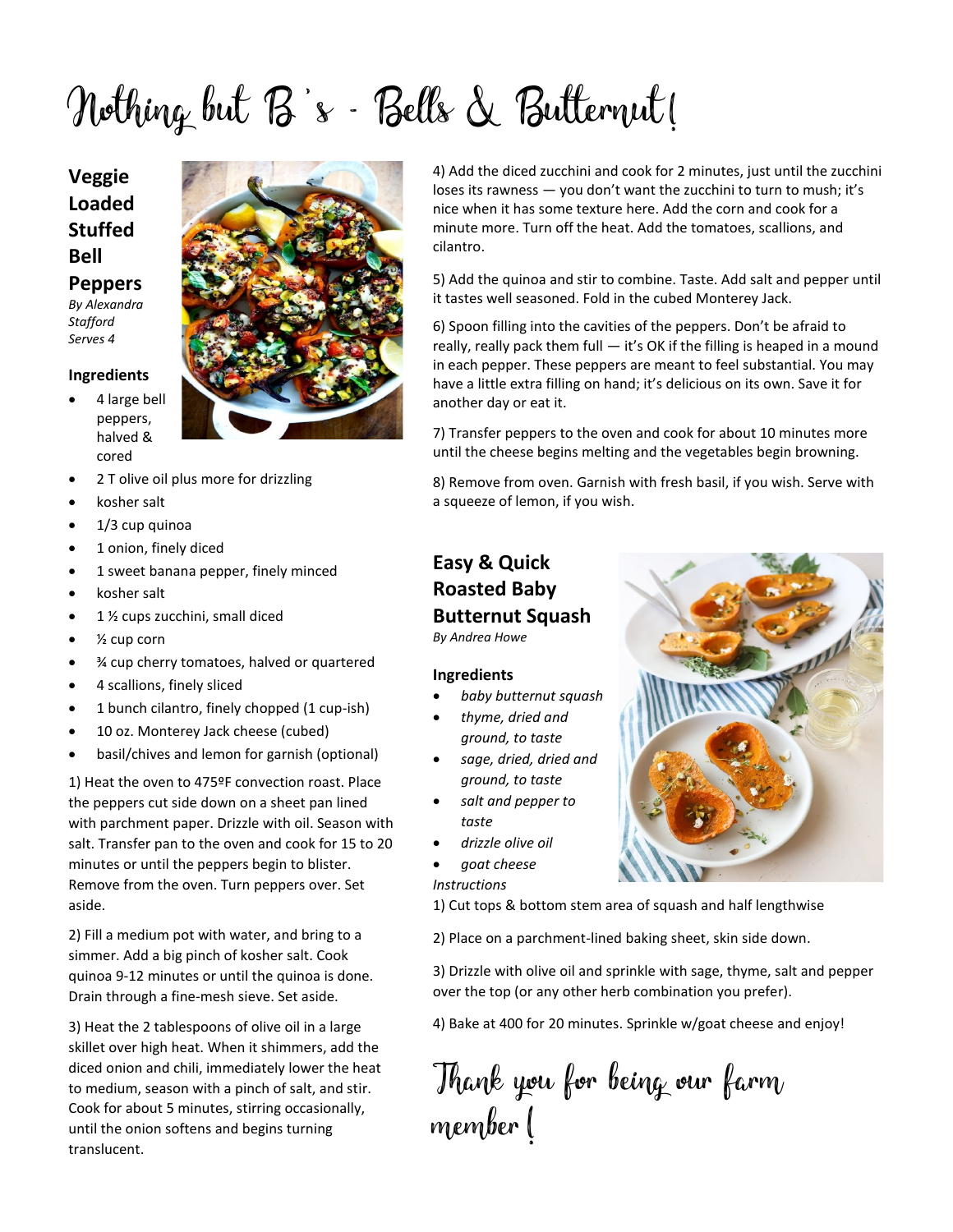# Nothing but B's - Bells & Butternut!

## Veggie Loaded Stuffed Bell Peppers

*By Alexandra Stafford*
*Serves 4*

### Ingredients

- 4 large bell peppers, halved & cored
- 2 T olive oil plus more for drizzling
- kosher salt
- 1/3 cup quinoa
- 1 onion, finely diced
- 1 sweet banana pepper, finely minced
- kosher salt
- 1 ½ cups zucchini, small diced
- ½ cup corn
- ¾ cup cherry tomatoes, halved or quartered
- 4 scallions, finely sliced
- 1 bunch cilantro, finely chopped (1 cup-ish)
- 10 oz. Monterey Jack cheese (cubed)
- basil/chives and lemon for garnish (optional)

1) Heat the oven to 475ºF convection roast. Place the peppers cut side down on a sheet pan lined with parchment paper. Drizzle with oil. Season with salt. Transfer pan to the oven and cook for 15 to 20 minutes or until the peppers begin to blister. Remove from the oven. Turn peppers over. Set aside.

2) Fill a medium pot with water, and bring to a simmer. Add a big pinch of kosher salt. Cook quinoa 9-12 minutes or until the quinoa is done. Drain through a fine-mesh sieve. Set aside.

3) Heat the 2 tablespoons of olive oil in a large skillet over high heat. When it shimmers, add the diced onion and chili, immediately lower the heat to medium, season with a pinch of salt, and stir. Cook for about 5 minutes, stirring occasionally, until the onion softens and begins turning translucent.

4) Add the diced zucchini and cook for 2 minutes, just until the zucchini loses its rawness — you don't want the zucchini to turn to mush; it's nice when it has some texture here. Add the corn and cook for a minute more. Turn off the heat. Add the tomatoes, scallions, and cilantro.

5) Add the quinoa and stir to combine. Taste. Add salt and pepper until it tastes well seasoned. Fold in the cubed Monterey Jack.

6) Spoon filling into the cavities of the peppers. Don't be afraid to really, really pack them full — it's OK if the filling is heaped in a mound in each pepper. These peppers are meant to feel substantial. You may have a little extra filling on hand; it's delicious on its own. Save it for another day or eat it.

7) Transfer peppers to the oven and cook for about 10 minutes more until the cheese begins melting and the vegetables begin browning.

8) Remove from oven. Garnish with fresh basil, if you wish. Serve with a squeeze of lemon, if you wish.

## Easy & Quick Roasted Baby Butternut Squash

*By Andrea Howe*

### Ingredients

- *baby butternut squash*
- *thyme, dried and ground, to taste*
- *sage, dried, dried and ground, to taste*
- *salt and pepper to taste*
- *drizzle olive oil*
- *goat cheese*

*Instructions*

1) Cut tops & bottom stem area of squash and half lengthwise

2) Place on a parchment-lined baking sheet, skin side down.

3) Drizzle with olive oil and sprinkle with sage, thyme, salt and pepper over the top (or any other herb combination you prefer).

4) Bake at 400 for 20 minutes. Sprinkle w/goat cheese and enjoy!

Thank you for being our farm member!